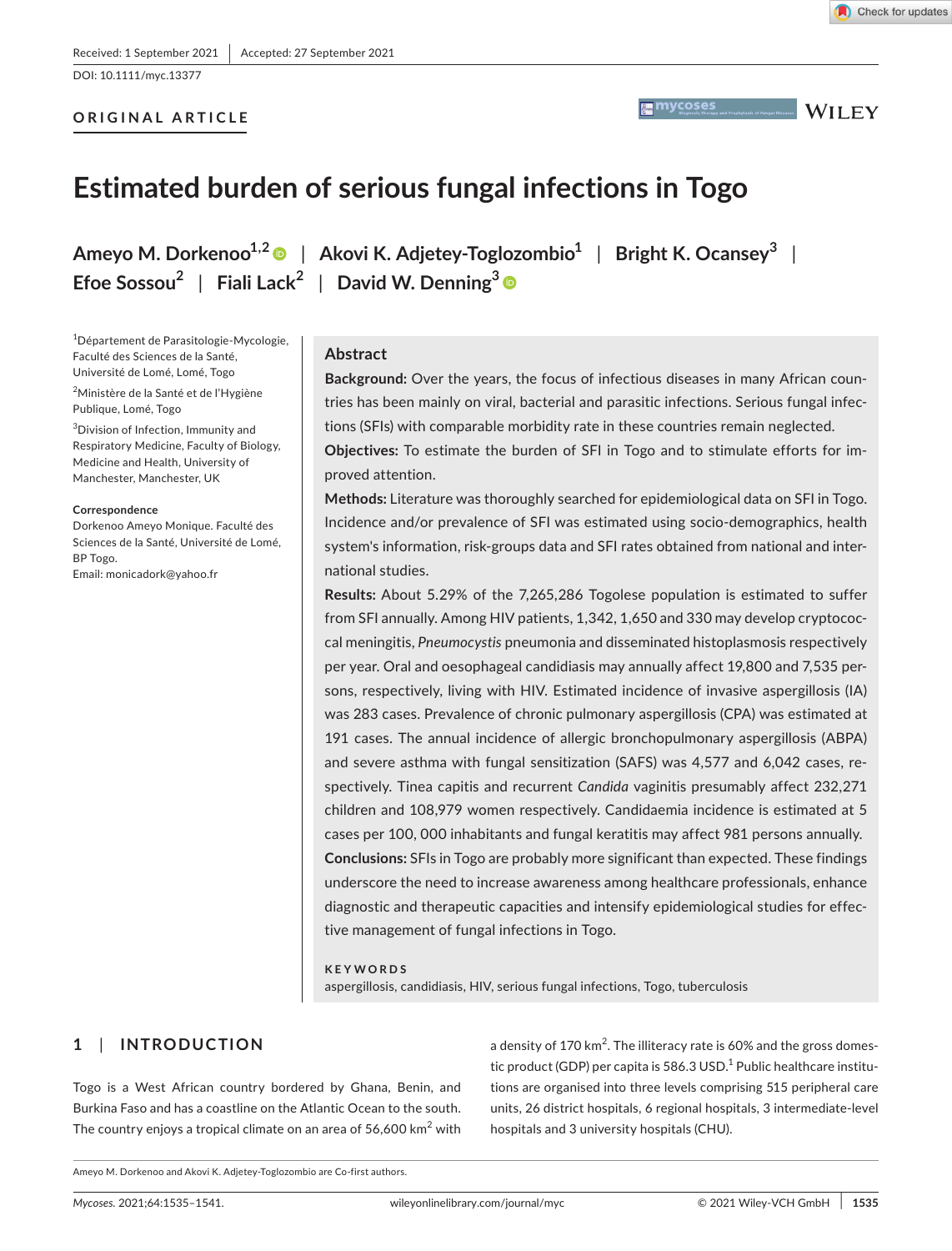Received: 1 September 2021 | Accepted: 27 September 2021

DOI: 10.1111/myc.13377

ORIGINAL ARTICLE

# Estimated burden of serious fungal infections in Togo

Ameyo M. Dorkenoo[1,2] | Akovi K. Adjetey-Toglozombio[1] | Bright K. Ocansey[3] | Efoe Sossou[2] | Fiali Lack[2] | David W. Denning[3]

[1]Département de Parasitologie-Mycologie, Faculté des Sciences de la Santé, Université de Lomé, Lomé, Togo

[2]Ministère de la Santé et de l'Hygiène Publique, Lomé, Togo

[3]Division of Infection, Immunity and Respiratory Medicine, Faculty of Biology, Medicine and Health, University of Manchester, Manchester, UK

**Correspondence**
Dorkenoo Ameyo Monique. Faculté des Sciences de la Santé, Université de Lomé, BP Togo.
Email: monicadork@yahoo.fr

## Abstract

**Background:** Over the years, the focus of infectious diseases in many African countries has been mainly on viral, bacterial and parasitic infections. Serious fungal infections (SFIs) with comparable morbidity rate in these countries remain neglected.

**Objectives:** To estimate the burden of SFI in Togo and to stimulate efforts for improved attention.

**Methods:** Literature was thoroughly searched for epidemiological data on SFI in Togo. Incidence and/or prevalence of SFI was estimated using socio-demographics, health system's information, risk-groups data and SFI rates obtained from national and international studies.

**Results:** About 5.29% of the 7,265,286 Togolese population is estimated to suffer from SFI annually. Among HIV patients, 1,342, 1,650 and 330 may develop cryptococcal meningitis, *Pneumocystis* pneumonia and disseminated histoplasmosis respectively per year. Oral and oesophageal candidiasis may annually affect 19,800 and 7,535 persons, respectively, living with HIV. Estimated incidence of invasive aspergillosis (IA) was 283 cases. Prevalence of chronic pulmonary aspergillosis (CPA) was estimated at 191 cases. The annual incidence of allergic bronchopulmonary aspergillosis (ABPA) and severe asthma with fungal sensitization (SAFS) was 4,577 and 6,042 cases, respectively. Tinea capitis and recurrent *Candida* vaginitis presumably affect 232,271 children and 108,979 women respectively. Candidaemia incidence is estimated at 5 cases per 100, 000 inhabitants and fungal keratitis may affect 981 persons annually.

**Conclusions:** SFIs in Togo are probably more significant than expected. These findings underscore the need to increase awareness among healthcare professionals, enhance diagnostic and therapeutic capacities and intensify epidemiological studies for effective management of fungal infections in Togo.

**KEYWORDS**
aspergillosis, candidiasis, HIV, serious fungal infections, Togo, tuberculosis

## 1 | INTRODUCTION

Togo is a West African country bordered by Ghana, Benin, and Burkina Faso and has a coastline on the Atlantic Ocean to the south. The country enjoys a tropical climate on an area of 56,600 km$^2$ with a density of 170 km$^2$. The illiteracy rate is 60% and the gross domestic product (GDP) per capita is 586.3 USD.[1] Public healthcare institutions are organised into three levels comprising 515 peripheral care units, 26 district hospitals, 6 regional hospitals, 3 intermediate-level hospitals and 3 university hospitals (CHU).

Ameyo M. Dorkenoo and Akovi K. Adjetey-Toglozombio are Co-first authors.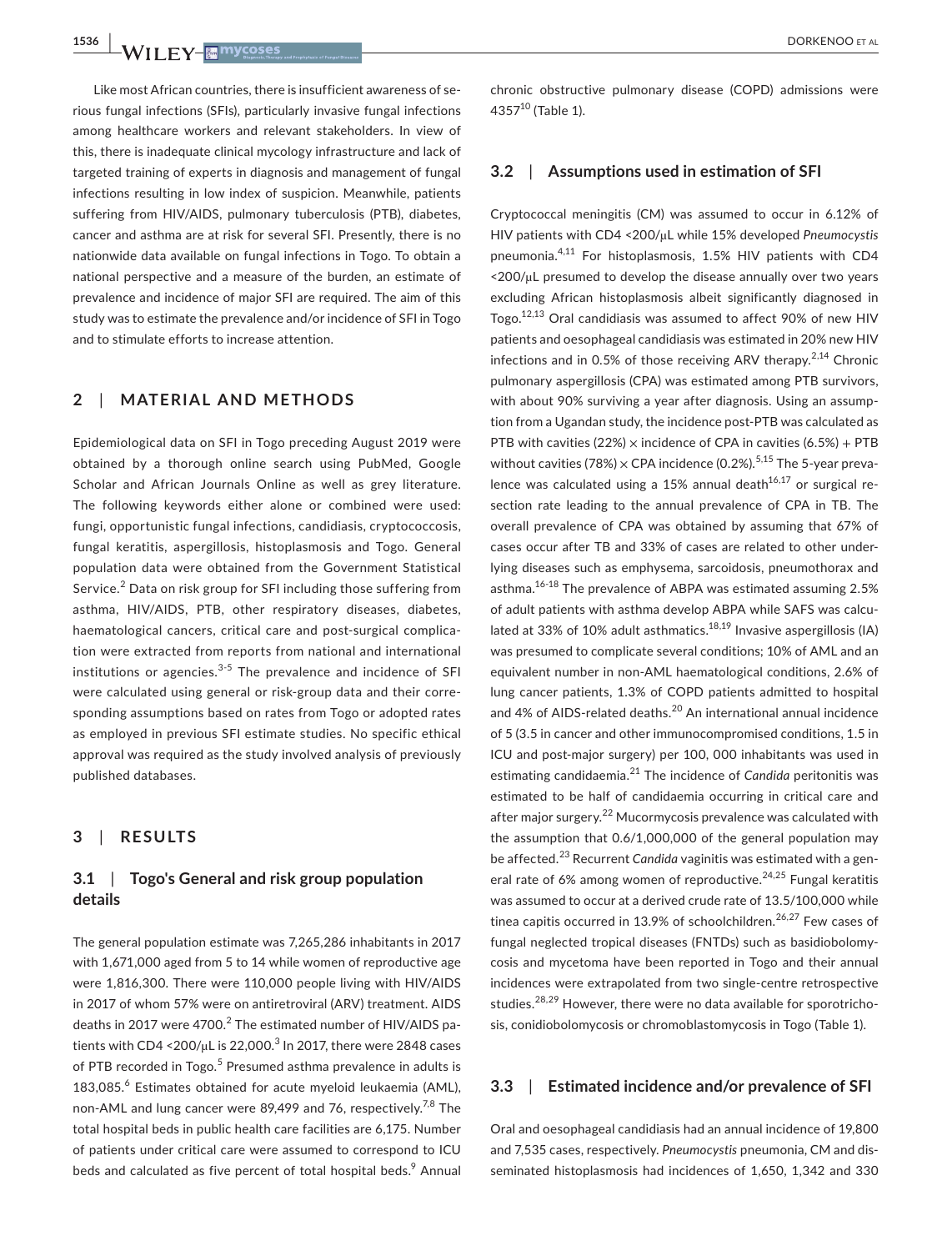Like most African countries, there is insufficient awareness of serious fungal infections (SFIs), particularly invasive fungal infections among healthcare workers and relevant stakeholders. In view of this, there is inadequate clinical mycology infrastructure and lack of targeted training of experts in diagnosis and management of fungal infections resulting in low index of suspicion. Meanwhile, patients suffering from HIV/AIDS, pulmonary tuberculosis (PTB), diabetes, cancer and asthma are at risk for several SFI. Presently, there is no nationwide data available on fungal infections in Togo. To obtain a national perspective and a measure of the burden, an estimate of prevalence and incidence of major SFI are required. The aim of this study was to estimate the prevalence and/or incidence of SFI in Togo and to stimulate efforts to increase attention.

## 2 | MATERIAL AND METHODS

Epidemiological data on SFI in Togo preceding August 2019 were obtained by a thorough online search using PubMed, Google Scholar and African Journals Online as well as grey literature. The following keywords either alone or combined were used: fungi, opportunistic fungal infections, candidiasis, cryptococcosis, fungal keratitis, aspergillosis, histoplasmosis and Togo. General population data were obtained from the Government Statistical Service.[2] Data on risk group for SFI including those suffering from asthma, HIV/AIDS, PTB, other respiratory diseases, diabetes, haematological cancers, critical care and post-surgical complication were extracted from reports from national and international institutions or agencies.[3-5] The prevalence and incidence of SFI were calculated using general or risk-group data and their corresponding assumptions based on rates from Togo or adopted rates as employed in previous SFI estimate studies. No specific ethical approval was required as the study involved analysis of previously published databases.

## 3 | RESULTS

### 3.1 | Togo's General and risk group population details

The general population estimate was 7,265,286 inhabitants in 2017 with 1,671,000 aged from 5 to 14 while women of reproductive age were 1,816,300. There were 110,000 people living with HIV/AIDS in 2017 of whom 57% were on antiretroviral (ARV) treatment. AIDS deaths in 2017 were 4700.[2] The estimated number of HIV/AIDS patients with CD4 <200/μL is 22,000.[3] In 2017, there were 2848 cases of PTB recorded in Togo.[5] Presumed asthma prevalence in adults is 183,085.[6] Estimates obtained for acute myeloid leukaemia (AML), non-AML and lung cancer were 89,499 and 76, respectively.[7,8] The total hospital beds in public health care facilities are 6,175. Number of patients under critical care were assumed to correspond to ICU beds and calculated as five percent of total hospital beds.[9] Annual chronic obstructive pulmonary disease (COPD) admissions were 4357[10] (Table 1).

### 3.2 | Assumptions used in estimation of SFI

Cryptococcal meningitis (CM) was assumed to occur in 6.12% of HIV patients with CD4 <200/μL while 15% developed *Pneumocystis* pneumonia.[4,11] For histoplasmosis, 1.5% HIV patients with CD4 <200/μL presumed to develop the disease annually over two years excluding African histoplasmosis albeit significantly diagnosed in Togo.[12,13] Oral candidiasis was assumed to affect 90% of new HIV patients and oesophageal candidiasis was estimated in 20% new HIV infections and in 0.5% of those receiving ARV therapy.[2,14] Chronic pulmonary aspergillosis (CPA) was estimated among PTB survivors, with about 90% surviving a year after diagnosis. Using an assumption from a Ugandan study, the incidence post-PTB was calculated as PTB with cavities (22%) × incidence of CPA in cavities (6.5%) + PTB without cavities (78%) × CPA incidence (0.2%).[5,15] The 5-year prevalence was calculated using a 15% annual death[16,17] or surgical resection rate leading to the annual prevalence of CPA in TB. The overall prevalence of CPA was obtained by assuming that 67% of cases occur after TB and 33% of cases are related to other underlying diseases such as emphysema, sarcoidosis, pneumothorax and asthma.[16-18] The prevalence of ABPA was estimated assuming 2.5% of adult patients with asthma develop ABPA while SAFS was calculated at 33% of 10% adult asthmatics.[18,19] Invasive aspergillosis (IA) was presumed to complicate several conditions; 10% of AML and an equivalent number in non-AML haematological conditions, 2.6% of lung cancer patients, 1.3% of COPD patients admitted to hospital and 4% of AIDS-related deaths.[20] An international annual incidence of 5 (3.5 in cancer and other immunocompromised conditions, 1.5 in ICU and post-major surgery) per 100, 000 inhabitants was used in estimating candidaemia.[21] The incidence of *Candida* peritonitis was estimated to be half of candidaemia occurring in critical care and after major surgery.[22] Mucormycosis prevalence was calculated with the assumption that 0.6/1,000,000 of the general population may be affected.[23] Recurrent *Candida* vaginitis was estimated with a general rate of 6% among women of reproductive.[24,25] Fungal keratitis was assumed to occur at a derived crude rate of 13.5/100,000 while tinea capitis occurred in 13.9% of schoolchildren.[26,27] Few cases of fungal neglected tropical diseases (FNTDs) such as basidiobolomycosis and mycetoma have been reported in Togo and their annual incidences were extrapolated from two single-centre retrospective studies.[28,29] However, there were no data available for sporotrichosis, conidiobolomycosis or chromoblastomycosis in Togo (Table 1).

### 3.3 | Estimated incidence and/or prevalence of SFI

Oral and oesophageal candidiasis had an annual incidence of 19,800 and 7,535 cases, respectively. *Pneumocystis* pneumonia, CM and disseminated histoplasmosis had incidences of 1,650, 1,342 and 330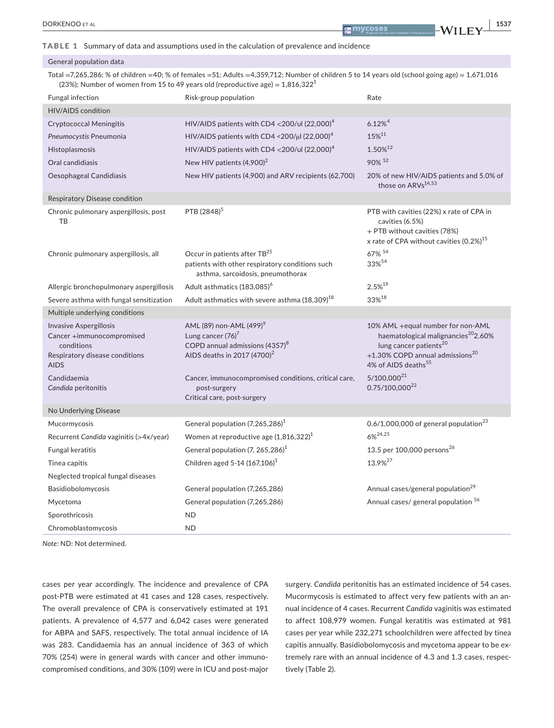**TABLE 1** Summary of data and assumptions used in the calculation of prevalence and incidence

| Fungal infection | Risk-group population | Rate |
| --- | --- | --- |
| **General population data** | | |
| Total =7,265,286; % of children =40; % of females =51; Adults =4,359,712; Number of children 5 to 14 years old (school going age) = 1,671,016 (23%); Number of women from 15 to 49 years old (reproductive age) = 1,816,322[1] | | |
| **HIV/AIDS condition** | | |
| Cryptococcal Meningitis | HIV/AIDS patients with CD4 <200/ul (22,000)[4] | 6.12%[4] |
| *Pneumocystis* Pneumonia | HIV/AIDS patients with CD4 <200/µl (22,000)[4] | 15%[11] |
| Histoplasmosis | HIV/AIDS patients with CD4 <200/ul (22,000)[4] | 1.50%[12] |
| Oral candidiasis | New HIV patients (4,900)[2] | 90% [52] |
| Oesophageal Candidiasis | New HIV patients (4,900) and ARV recipients (62,700) | 20% of new HIV/AIDS patients and 5.0% of those on ARVs[14,53] |
| **Respiratory Disease condition** | | |
| Chronic pulmonary aspergillosis, post TB | PTB (2848)[5] | PTB with cavities (22%) x rate of CPA in cavities (6.5%) + PTB without cavities (78%) x rate of CPA without cavities (0.2%)[15] |
| Chronic pulmonary aspergillosis, all | Occur in patients after TB[25]<br>patients with other respiratory conditions such asthma, sarcoidosis, pneumothorax | 67% [54]<br>33%[54] |
| Allergic bronchopulmonary aspergillosis | Adult asthmatics (183,085)[6] | 2.5%[19] |
| Severe asthma with fungal sensitization | Adult asthmatics with severe asthma (18,309)[18] | 33%[18] |
| **Multiple underlying conditions** | | |
| Invasive Aspergillosis<br>Cancer +immunocompromised conditions<br>Respiratory disease conditions<br>AIDS | AML (89) non-AML (499)[9]<br>Lung cancer (76)[7]<br>COPD annual admissions (4357)[8]<br>AIDS deaths in 2017 (4700)[2] | 10% AML +equal number for non-AML haematological malignancies[20]2.60% lung cancer patients[20]<br>+1.30% COPD annual admissions[20]<br>4% of AIDS deaths[55] |
| Candidaemia<br>*Candida* peritonitis | Cancer, immunocompromised conditions, critical care, post-surgery<br>Critical care, post-surgery | 5/100,000[21]<br>0.75/100,000[22] |
| **No Underlying Disease** | | |
| Mucormycosis | General population (7,265,286)[1] | 0.6/1,000,000 of general population[23] |
| Recurrent *Candida* vaginitis (>4x/year) | Women at reproductive age (1,816,322)[1] | 6%[24,25] |
| Fungal keratitis | General population (7, 265,286)[1] | 13.5 per 100,000 persons[26] |
| Tinea capitis | Children aged 5-14 (167,106)[1] | 13.9%[27] |
| Neglected tropical fungal diseases | | |
| Basidiobolomycosis | General population (7,265,286) | Annual cases/general population[29] |
| Mycetoma | General population (7,265,286) | Annual cases/ general population [56] |
| Sporothricosis | ND | |
| Chromoblastomycosis | ND | |

*Note:* ND: Not determined.

cases per year accordingly. The incidence and prevalence of CPA post-PTB were estimated at 41 cases and 128 cases, respectively. The overall prevalence of CPA is conservatively estimated at 191 patients. A prevalence of 4,577 and 6,042 cases were generated for ABPA and SAFS, respectively. The total annual incidence of IA was 283. Candidaemia has an annual incidence of 363 of which 70% (254) were in general wards with cancer and other immunocompromised conditions, and 30% (109) were in ICU and post-major surgery. *Candida* peritonitis has an estimated incidence of 54 cases. Mucormycosis is estimated to affect very few patients with an annual incidence of 4 cases. Recurrent *Candida* vaginitis was estimated to affect 108,979 women. Fungal keratitis was estimated at 981 cases per year while 232,271 schoolchildren were affected by tinea capitis annually. Basidiobolomycosis and mycetoma appear to be extremely rare with an annual incidence of 4.3 and 1.3 cases, respectively (Table 2).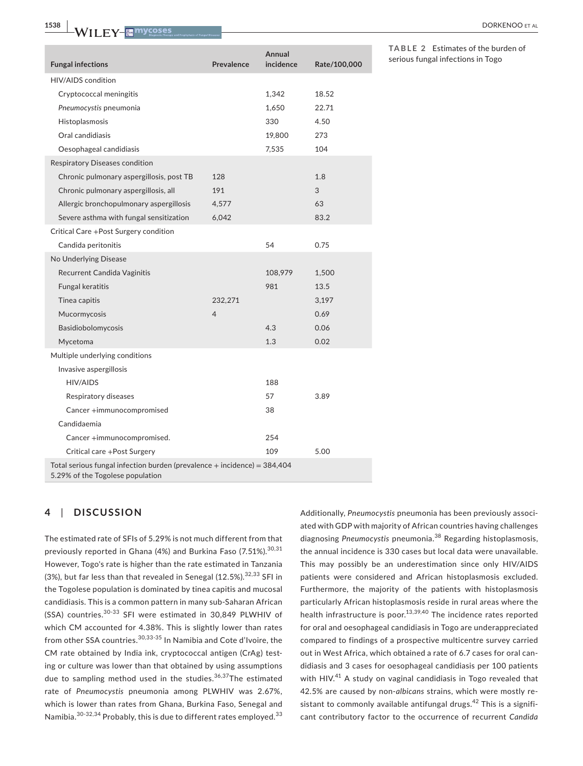**TABLE 2** Estimates of the burden of serious fungal infections in Togo

| Fungal infections | Prevalence | Annual incidence | Rate/100,000 |
|---|---|---|---|
| HIV/AIDS condition | | | |
| Cryptococcal meningitis | | 1,342 | 18.52 |
| *Pneumocystis* pneumonia | | 1,650 | 22.71 |
| Histoplasmosis | | 330 | 4.50 |
| Oral candidiasis | | 19,800 | 273 |
| Oesophageal candidiasis | | 7,535 | 104 |
| Respiratory Diseases condition | | | |
| Chronic pulmonary aspergillosis, post TB | 128 | | 1.8 |
| Chronic pulmonary aspergillosis, all | 191 | | 3 |
| Allergic bronchopulmonary aspergillosis | 4,577 | | 63 |
| Severe asthma with fungal sensitization | 6,042 | | 83.2 |
| Critical Care +Post Surgery condition | | | |
| Candida peritonitis | | 54 | 0.75 |
| No Underlying Disease | | | |
| Recurrent Candida Vaginitis | | 108,979 | 1,500 |
| Fungal keratitis | | 981 | 13.5 |
| Tinea capitis | 232,271 | | 3,197 |
| Mucormycosis | 4 | | 0.69 |
| Basidiobolomycosis | | 4.3 | 0.06 |
| Mycetoma | | 1.3 | 0.02 |
| Multiple underlying conditions | | | |
| Invasive aspergillosis | | | |
| HIV/AIDS | | 188 | |
| Respiratory diseases | | 57 | 3.89 |
| Cancer +immunocompromised | | 38 | |
| Candidaemia | | | |
| Cancer +immunocompromised. | | 254 | |
| Critical care +Post Surgery | | 109 | 5.00 |
| Total serious fungal infection burden (prevalence + incidence) = 384,404 5.29% of the Togolese population | | | |

## 4 | DISCUSSION

The estimated rate of SFIs of 5.29% is not much different from that previously reported in Ghana (4%) and Burkina Faso (7.51%).[30,31] However, Togo's rate is higher than the rate estimated in Tanzania (3%), but far less than that revealed in Senegal (12.5%).[32,33] SFI in the Togolese population is dominated by tinea capitis and mucosal candidiasis. This is a common pattern in many sub-Saharan African (SSA) countries.[30-33] SFI were estimated in 30,849 PLWHIV of which CM accounted for 4.38%. This is slightly lower than rates from other SSA countries.[30,33-35] In Namibia and Cote d'Ivoire, the CM rate obtained by India ink, cryptococcal antigen (CrAg) testing or culture was lower than that obtained by using assumptions due to sampling method used in the studies.[36,37] The estimated rate of *Pneumocystis* pneumonia among PLWHIV was 2.67%, which is lower than rates from Ghana, Burkina Faso, Senegal and Namibia.[30-32,34] Probably, this is due to different rates employed.[33] Additionally, *Pneumocystis* pneumonia has been previously associated with GDP with majority of African countries having challenges diagnosing *Pneumocystis* pneumonia.[38] Regarding histoplasmosis, the annual incidence is 330 cases but local data were unavailable. This may possibly be an underestimation since only HIV/AIDS patients were considered and African histoplasmosis excluded. Furthermore, the majority of the patients with histoplasmosis particularly African histoplasmosis reside in rural areas where the health infrastructure is poor.[13,39,40] The incidence rates reported for oral and oesophageal candidiasis in Togo are underappreciated compared to findings of a prospective multicentre survey carried out in West Africa, which obtained a rate of 6.7 cases for oral candidiasis and 3 cases for oesophageal candidiasis per 100 patients with HIV.[41] A study on vaginal candidiasis in Togo revealed that 42.5% are caused by non-*albicans* strains, which were mostly resistant to commonly available antifungal drugs.[42] This is a significant contributory factor to the occurrence of recurrent *Candida*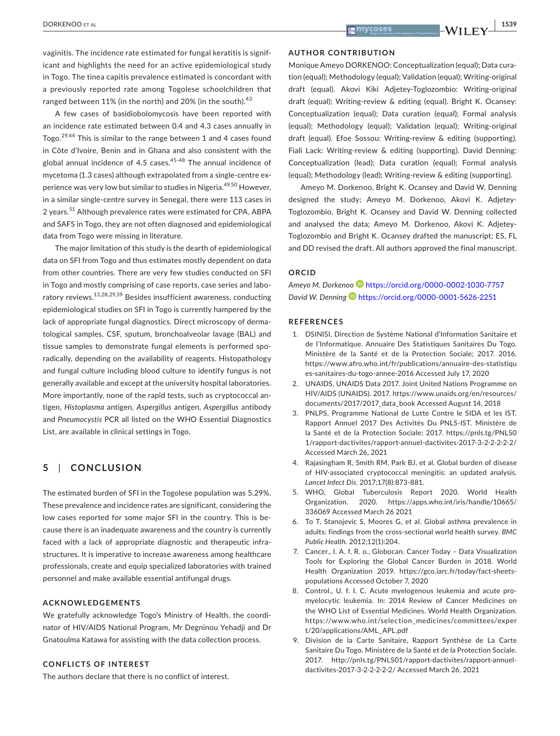vaginitis. The incidence rate estimated for fungal keratitis is significant and highlights the need for an active epidemiological study in Togo. The tinea capitis prevalence estimated is concordant with a previously reported rate among Togolese schoolchildren that ranged between 11% (in the north) and 20% (in the south).[43]

A few cases of basidiobolomycosis have been reported with an incidence rate estimated between 0.4 and 4.3 cases annually in Togo.[29,44] This is similar to the range between 1 and 4 cases found in Côte d'Ivoire, Benin and in Ghana and also consistent with the global annual incidence of 4.5 cases.[45-48] The annual incidence of mycetoma (1.3 cases) although extrapolated from a single-centre experience was very low but similar to studies in Nigeria.[49,50] However, in a similar single-centre survey in Senegal, there were 113 cases in 2 years.[51] Although prevalence rates were estimated for CPA, ABPA and SAFS in Togo, they are not often diagnosed and epidemiological data from Togo were missing in literature.

The major limitation of this study is the dearth of epidemiological data on SFI from Togo and thus estimates mostly dependent on data from other countries. There are very few studies conducted on SFI in Togo and mostly comprising of case reports, case series and laboratory reviews.[13,28,29,39] Besides insufficient awareness, conducting epidemiological studies on SFI in Togo is currently hampered by the lack of appropriate fungal diagnostics. Direct microscopy of dermatological samples, CSF, sputum, bronchoalveolar lavage (BAL) and tissue samples to demonstrate fungal elements is performed sporadically, depending on the availability of reagents. Histopathology and fungal culture including blood culture to identify fungus is not generally available and except at the university hospital laboratories. More importantly, none of the rapid tests, such as cryptococcal antigen, *Histoplasma* antigen, *Aspergillus* antigen, *Aspergillus* antibody and *Pneumocystis* PCR all listed on the WHO Essential Diagnostics List, are available in clinical settings in Togo.

## 5 | CONCLUSION

The estimated burden of SFI in the Togolese population was 5.29%. These prevalence and incidence rates are significant, considering the low cases reported for some major SFI in the country. This is because there is an inadequate awareness and the country is currently faced with a lack of appropriate diagnostic and therapeutic infrastructures. It is imperative to increase awareness among healthcare professionals, create and equip specialized laboratories with trained personnel and make available essential antifungal drugs.

### ACKNOWLEDGEMENTS

We gratefully acknowledge Togo's Ministry of Health, the coordinator of HIV/AIDS National Program, Mr Degninou Yehadji and Dr Gnatoulma Katawa for assisting with the data collection process.

### CONFLICTS OF INTEREST

The authors declare that there is no conflict of interest.

### AUTHOR CONTRIBUTION

Monique Ameyo DORKENOO: Conceptualization (equal); Data curation (equal); Methodology (equal); Validation (equal); Writing-original draft (equal). Akovi Kiki Adjetey-Toglozombio: Writing-original draft (equal); Writing-review & editing (equal). Bright K. Ocansey: Conceptualization (equal); Data curation (equal); Formal analysis (equal); Methodology (equal); Validation (equal); Writing-original draft (equal). Efoe Sossou: Writing-review & editing (supporting). Fiali Lack: Writing-review & editing (supporting). David Denning: Conceptualization (lead); Data curation (equal); Formal analysis (equal); Methodology (lead); Writing-review & editing (supporting).

Ameyo M. Dorkenoo, Bright K. Ocansey and David W. Denning designed the study; Ameyo M. Dorkenoo, Akovi K. Adjetey-Toglozombio, Bright K. Ocansey and David W. Denning collected and analysed the data; Ameyo M. Dorkenoo, Akovi K. Adjetey-Toglozombio and Bright K. Ocansey drafted the manuscript; ES, FL and DD revised the draft. All authors approved the final manuscript.

### ORCID

*Ameyo M. Dorkenoo* https://orcid.org/0000-0002-1030-7757
*David W. Denning* https://orcid.org/0000-0001-5626-2251

### REFERENCES

1. DSINISI, Direction de Système National d'Information Sanitaire et de l'Informatique. Annuaire Des Statistiques Sanitaires Du Togo. Ministère de la Santé et de la Protection Sociale; 2017. 2016. https://www.afro.who.int/fr/publications/annuaire-des-statistiques-sanitaires-du-togo-annee-2016 Accessed July 17, 2020
2. UNAIDS, UNAIDS Data 2017. Joint United Nations Programme on HIV/AIDS (UNAIDS). 2017. https://www.unaids.org/en/resources/documents/2017/2017_data_book Accessed August 14, 2018
3. PNLPS, Programme National de Lutte Contre le SIDA et les IST. Rapport Annuel 2017 Des Activités Du PNLS-IST. Ministère de la Santé et de la Protection Sociale; 2017. https://pnls.tg/PNLS01/rapport-dactivites/rapport-annuel-dactivites-2017-3-2-2-2-2-2/ Accessed March 26, 2021
4. Rajasingham R, Smith RM, Park BJ, et al. Global burden of disease of HIV-associated cryptococcal meningitis: an updated analysis. *Lancet Infect Dis*. 2017;17(8):873-881.
5. WHO, Global Tuberculosis Report 2020. World Health Organization. 2020. https://apps.who.int/iris/handle/10665/336069 Accessed March 26 2021
6. To T, Stanojevic S, Moores G, et al. Global asthma prevalence in adults: findings from the cross-sectional world health survey. *BMC Public Health*. 2012;12(1):204.
7. Cancer., I. A. f. R. o., Globocan. Cancer Today – Data Visualization Tools for Exploring the Global Cancer Burden in 2018. World Health Organization 2019. https://gco.iarc.fr/today/fact-sheets-populations Accessed October 7, 2020
8. Control., U. f. I. C. Acute myelogenous leukemia and acute promyelocytic leukemia. In: 2014 Review of Cancer Medicines on the WHO List of Essential Medicines. World Health Organization. https://www.who.int/selection_medicines/committees/expert/20/applications/AML_APL.pdf
9. Division de la Carte Sanitaire, Rapport Synthèse de La Carte Sanitaire Du Togo. Ministère de la Santé et de la Protection Sociale. 2017. http://pnls.tg/PNLS01/rapport-dactivites/rapport-annuel-dactivites-2017-3-2-2-2-2-2/ Accessed March 26, 2021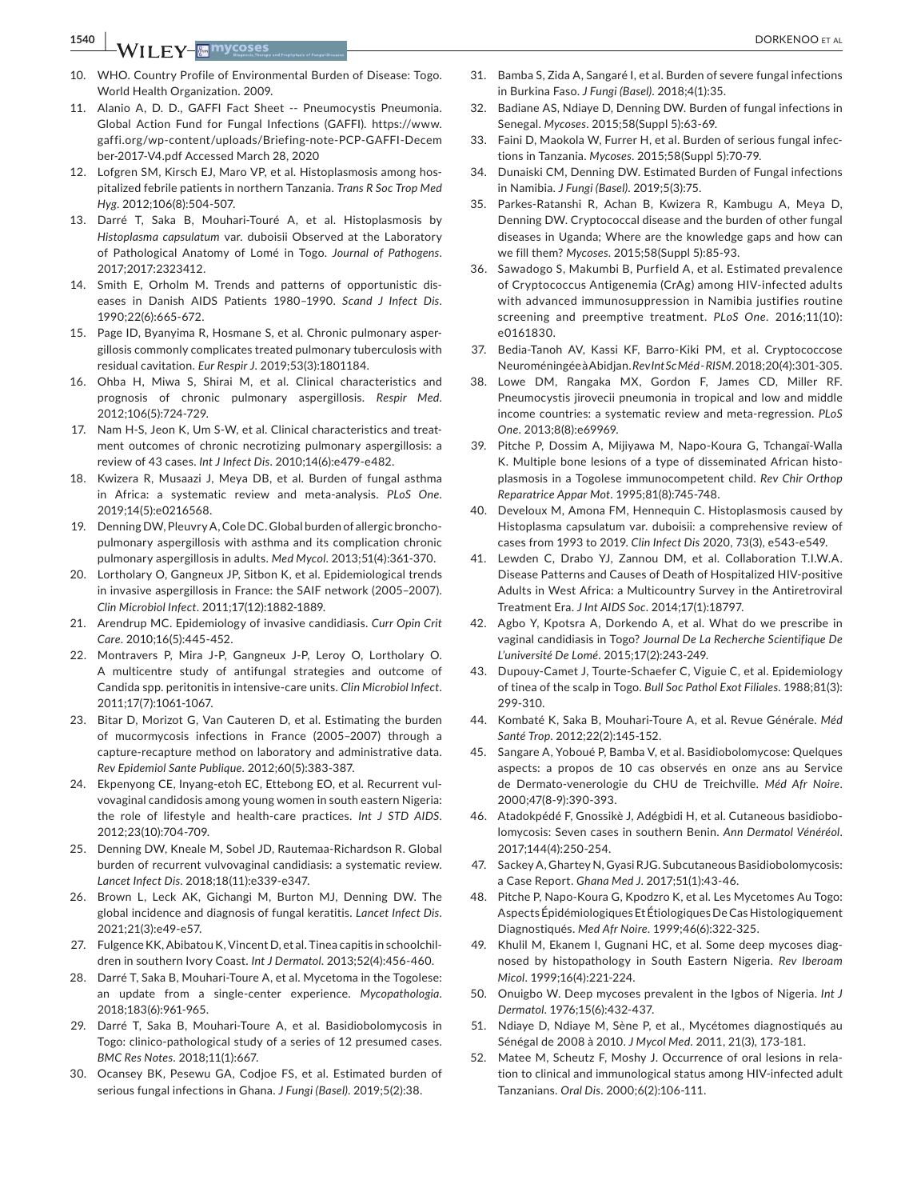10. WHO. Country Profile of Environmental Burden of Disease: Togo. World Health Organization. 2009.
11. Alanio A, D. D., GAFFI Fact Sheet -- Pneumocystis Pneumonia. Global Action Fund for Fungal Infections (GAFFI). https://www.gaffi.org/wp-content/uploads/Briefing-note-PCP-GAFFI-December-2017-V4.pdf Accessed March 28, 2020
12. Lofgren SM, Kirsch EJ, Maro VP, et al. Histoplasmosis among hospitalized febrile patients in northern Tanzania. *Trans R Soc Trop Med Hyg*. 2012;106(8):504-507.
13. Darré T, Saka B, Mouhari-Touré A, et al. Histoplasmosis by *Histoplasma capsulatum* var. duboisii Observed at the Laboratory of Pathological Anatomy of Lomé in Togo. *Journal of Pathogens*. 2017;2017:2323412.
14. Smith E, Orholm M. Trends and patterns of opportunistic diseases in Danish AIDS Patients 1980–1990. *Scand J Infect Dis*. 1990;22(6):665-672.
15. Page ID, Byanyima R, Hosmane S, et al. Chronic pulmonary aspergillosis commonly complicates treated pulmonary tuberculosis with residual cavitation. *Eur Respir J*. 2019;53(3):1801184.
16. Ohba H, Miwa S, Shirai M, et al. Clinical characteristics and prognosis of chronic pulmonary aspergillosis. *Respir Med*. 2012;106(5):724-729.
17. Nam H-S, Jeon K, Um S-W, et al. Clinical characteristics and treatment outcomes of chronic necrotizing pulmonary aspergillosis: a review of 43 cases. *Int J Infect Dis*. 2010;14(6):e479-e482.
18. Kwizera R, Musaazi J, Meya DB, et al. Burden of fungal asthma in Africa: a systematic review and meta-analysis. *PLoS One*. 2019;14(5):e0216568.
19. Denning DW, Pleuvry A, Cole DC. Global burden of allergic bronchopulmonary aspergillosis with asthma and its complication chronic pulmonary aspergillosis in adults. *Med Mycol*. 2013;51(4):361-370.
20. Lortholary O, Gangneux JP, Sitbon K, et al. Epidemiological trends in invasive aspergillosis in France: the SAIF network (2005–2007). *Clin Microbiol Infect*. 2011;17(12):1882-1889.
21. Arendrup MC. Epidemiology of invasive candidiasis. *Curr Opin Crit Care*. 2010;16(5):445-452.
22. Montravers P, Mira J-P, Gangneux J-P, Leroy O, Lortholary O. A multicentre study of antifungal strategies and outcome of Candida spp. peritonitis in intensive-care units. *Clin Microbiol Infect*. 2011;17(7):1061-1067.
23. Bitar D, Morizot G, Van Cauteren D, et al. Estimating the burden of mucormycosis infections in France (2005–2007) through a capture-recapture method on laboratory and administrative data. *Rev Epidemiol Sante Publique*. 2012;60(5):383-387.
24. Ekpenyong CE, Inyang-etoh EC, Ettebong EO, et al. Recurrent vulvovaginal candidosis among young women in south eastern Nigeria: the role of lifestyle and health-care practices. *Int J STD AIDS*. 2012;23(10):704-709.
25. Denning DW, Kneale M, Sobel JD, Rautemaa-Richardson R. Global burden of recurrent vulvovaginal candidiasis: a systematic review. *Lancet Infect Dis*. 2018;18(11):e339-e347.
26. Brown L, Leck AK, Gichangi M, Burton MJ, Denning DW. The global incidence and diagnosis of fungal keratitis. *Lancet Infect Dis*. 2021;21(3):e49-e57.
27. Fulgence KK, Abibatou K, Vincent D, et al. Tinea capitis in schoolchildren in southern Ivory Coast. *Int J Dermatol*. 2013;52(4):456-460.
28. Darré T, Saka B, Mouhari-Toure A, et al. Mycetoma in the Togolese: an update from a single-center experience. *Mycopathologia*. 2018;183(6):961-965.
29. Darré T, Saka B, Mouhari-Toure A, et al. Basidiobolomycosis in Togo: clinico-pathological study of a series of 12 presumed cases. *BMC Res Notes*. 2018;11(1):667.
30. Ocansey BK, Pesewu GA, Codjoe FS, et al. Estimated burden of serious fungal infections in Ghana. *J Fungi (Basel)*. 2019;5(2):38.
31. Bamba S, Zida A, Sangaré I, et al. Burden of severe fungal infections in Burkina Faso. *J Fungi (Basel)*. 2018;4(1):35.
32. Badiane AS, Ndiaye D, Denning DW. Burden of fungal infections in Senegal. *Mycoses*. 2015;58(Suppl 5):63-69.
33. Faini D, Maokola W, Furrer H, et al. Burden of serious fungal infections in Tanzania. *Mycoses*. 2015;58(Suppl 5):70-79.
34. Dunaiski CM, Denning DW. Estimated Burden of Fungal infections in Namibia. *J Fungi (Basel)*. 2019;5(3):75.
35. Parkes-Ratanshi R, Achan B, Kwizera R, Kambugu A, Meya D, Denning DW. Cryptococcal disease and the burden of other fungal diseases in Uganda; Where are the knowledge gaps and how can we fill them? *Mycoses*. 2015;58(Suppl 5):85-93.
36. Sawadogo S, Makumbi B, Purfield A, et al. Estimated prevalence of Cryptococcus Antigenemia (CrAg) among HIV-infected adults with advanced immunosuppression in Namibia justifies routine screening and preemptive treatment. *PLoS One*. 2016;11(10):e0161830.
37. Bedia-Tanoh AV, Kassi KF, Barro-Kiki PM, et al. Cryptococcose Neuroméningée à Abidjan. *Rev Int Sc Méd - RISM*. 2018;20(4):301-305.
38. Lowe DM, Rangaka MX, Gordon F, James CD, Miller RF. Pneumocystis jirovecii pneumonia in tropical and low and middle income countries: a systematic review and meta-regression. *PLoS One*. 2013;8(8):e69969.
39. Pitche P, Dossim A, Mijiyawa M, Napo-Koura G, Tchangaï-Walla K. Multiple bone lesions of a type of disseminated African histoplasmosis in a Togolese immunocompetent child. *Rev Chir Orthop Reparatrice Appar Mot*. 1995;81(8):745-748.
40. Develoux M, Amona FM, Hennequin C. Histoplasmosis caused by Histoplasma capsulatum var. duboisii: a comprehensive review of cases from 1993 to 2019. *Clin Infect Dis* 2020, 73(3), e543-e549.
41. Lewden C, Drabo YJ, Zannou DM, et al. Collaboration T.I.W.A. Disease Patterns and Causes of Death of Hospitalized HIV-positive Adults in West Africa: a Multicountry Survey in the Antiretroviral Treatment Era. *J Int AIDS Soc*. 2014;17(1):18797.
42. Agbo Y, Kpotsra A, Dorkendo A, et al. What do we prescribe in vaginal candidiasis in Togo? *Journal De La Recherche Scientifique De L'université De Lomé*. 2015;17(2):243-249.
43. Dupouy-Camet J, Tourte-Schaefer C, Viguie C, et al. Epidemiology of tinea of the scalp in Togo. *Bull Soc Pathol Exot Filiales*. 1988;81(3):299-310.
44. Kombaté K, Saka B, Mouhari-Toure A, et al. Revue Générale. *Méd Santé Trop*. 2012;22(2):145-152.
45. Sangare A, Yoboué P, Bamba V, et al. Basidiobolomycose: Quelques aspects: a propos de 10 cas observés en onze ans au Service de Dermato-venerologie du CHU de Treichville. *Méd Afr Noire*. 2000;47(8-9):390-393.
46. Atadokpédé F, Gnossikè J, Adégbidi H, et al. Cutaneous basidiobolomycosis: Seven cases in southern Benin. *Ann Dermatol Vénéréol*. 2017;144(4):250-254.
47. Sackey A, Ghartey N, Gyasi RJG. Subcutaneous Basidiobolomycosis: a Case Report. *Ghana Med J*. 2017;51(1):43-46.
48. Pitche P, Napo-Koura G, Kpodzro K, et al. Les Mycetomes Au Togo: Aspects Épidémiologiques Et Étiologiques De Cas Histologiquement Diagnostiqués. *Med Afr Noire*. 1999;46(6):322-325.
49. Khulil M, Ekanem I, Gugnani HC, et al. Some deep mycoses diagnosed by histopathology in South Eastern Nigeria. *Rev Iberoam Micol*. 1999;16(4):221-224.
50. Onuigbo W. Deep mycoses prevalent in the Igbos of Nigeria. *Int J Dermatol*. 1976;15(6):432-437.
51. Ndiaye D, Ndiaye M, Sène P, et al., Mycétomes diagnostiqués au Sénégal de 2008 à 2010. *J Mycol Med*. 2011, 21(3), 173-181.
52. Matee M, Scheutz F, Moshy J. Occurrence of oral lesions in relation to clinical and immunological status among HIV-infected adult Tanzanians. *Oral Dis*. 2000;6(2):106-111.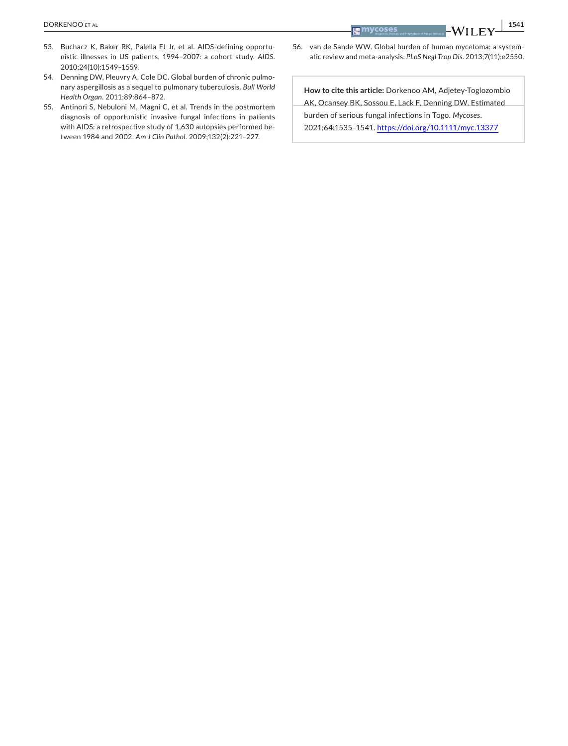53. Buchacz K, Baker RK, Palella FJ Jr, et al. AIDS-defining opportunistic illnesses in US patients, 1994–2007: a cohort study. *AIDS*. 2010;24(10):1549–1559.
54. Denning DW, Pleuvry A, Cole DC. Global burden of chronic pulmonary aspergillosis as a sequel to pulmonary tuberculosis. *Bull World Health Organ*. 2011;89:864–872.
55. Antinori S, Nebuloni M, Magni C, et al. Trends in the postmortem diagnosis of opportunistic invasive fungal infections in patients with AIDS: a retrospective study of 1,630 autopsies performed between 1984 and 2002. *Am J Clin Pathol*. 2009;132(2):221–227.
56. van de Sande WW. Global burden of human mycetoma: a systematic review and meta-analysis. *PLoS Negl Trop Dis*. 2013;7(11):e2550.

**How to cite this article:** Dorkenoo AM, Adjetey-Toglozombio AK, Ocansey BK, Sossou E, Lack F, Denning DW. Estimated burden of serious fungal infections in Togo. *Mycoses*. 2021;64:1535–1541. https://doi.org/10.1111/myc.13377